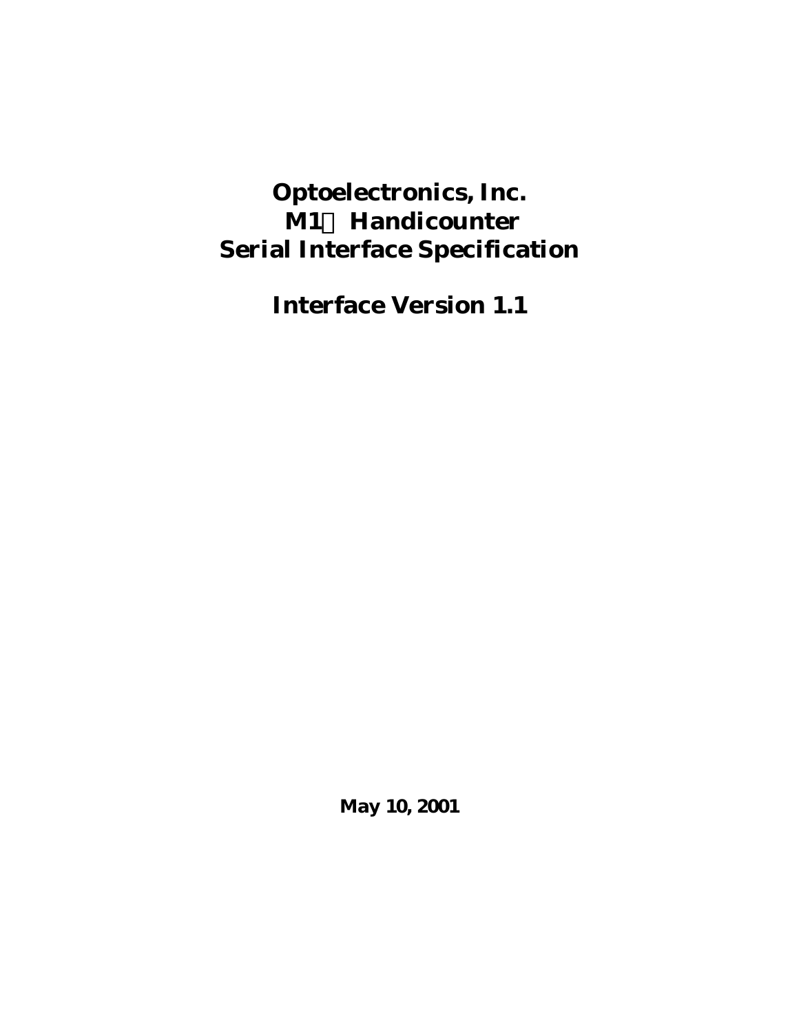# Optoelectronics, Inc.
# M1 Handicounter
# Serial Interface Specification

## Interface Version 1.1

**May 10, 2001**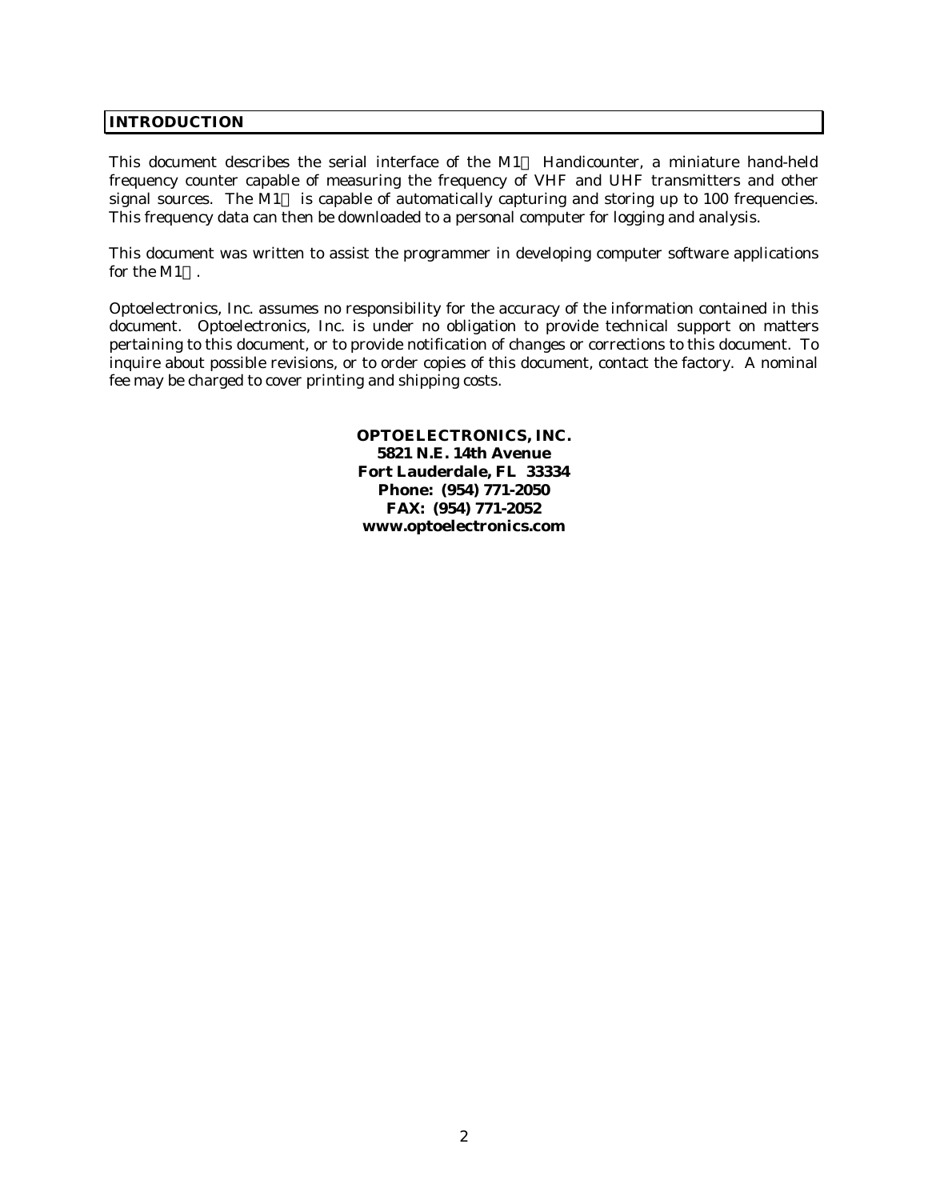## INTRODUCTION

This document describes the serial interface of the M1 Handicounter, a miniature hand-held frequency counter capable of measuring the frequency of VHF and UHF transmitters and other signal sources. The M1 is capable of automatically capturing and storing up to 100 frequencies. This frequency data can then be downloaded to a personal computer for logging and analysis.

This document was written to assist the programmer in developing computer software applications for the M1.

Optoelectronics, Inc. assumes no responsibility for the accuracy of the information contained in this document. Optoelectronics, Inc. is under no obligation to provide technical support on matters pertaining to this document, or to provide notification of changes or corrections to this document. To inquire about possible revisions, or to order copies of this document, contact the factory. A nominal fee may be charged to cover printing and shipping costs.

**OPTOELECTRONICS, INC.**
**5821 N.E. 14th Avenue**
**Fort Lauderdale, FL 33334**
**Phone: (954) 771-2050**
**FAX: (954) 771-2052**
**www.optoelectronics.com**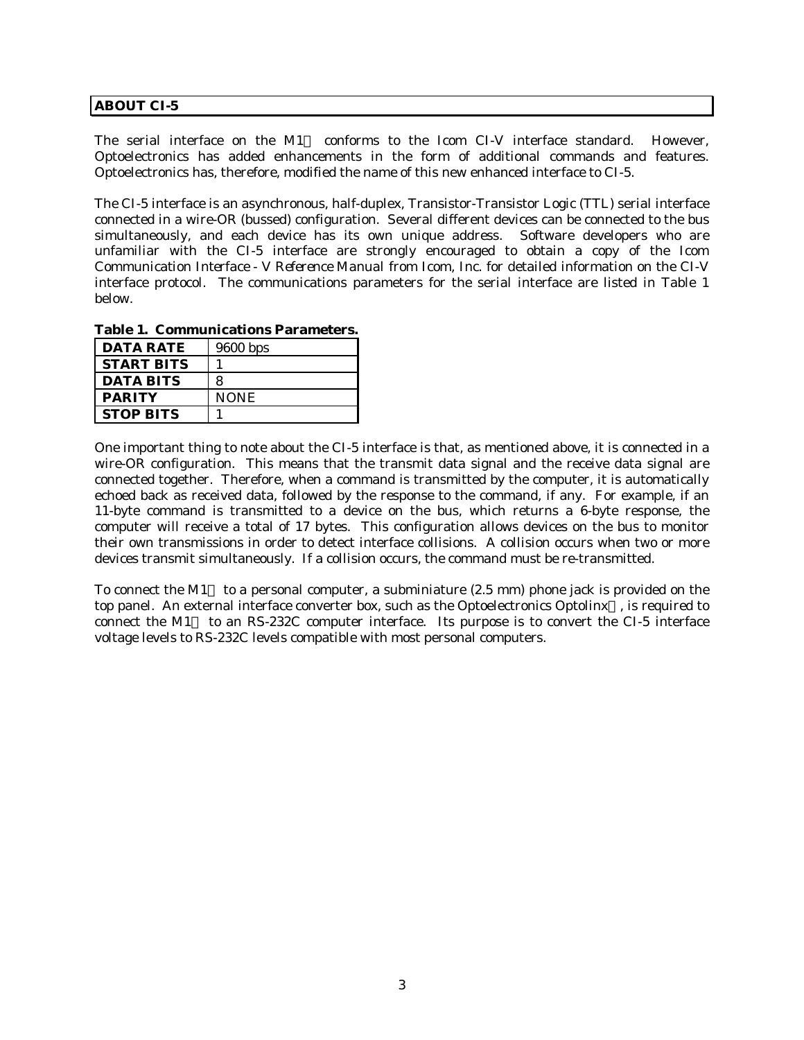## ABOUT CI-5

The serial interface on the M1 conforms to the Icom CI-V interface standard. However, Optoelectronics has added enhancements in the form of additional commands and features. Optoelectronics has, therefore, modified the name of this new enhanced interface to CI-5.

The CI-5 interface is an asynchronous, half-duplex, Transistor-Transistor Logic (TTL) serial interface connected in a wire-OR (bussed) configuration. Several different devices can be connected to the bus simultaneously, and each device has its own unique address. Software developers who are unfamiliar with the CI-5 interface are strongly encouraged to obtain a copy of the Icom *Communication Interface - V Reference Manual* from Icom, Inc. for detailed information on the CI-V interface protocol. The communications parameters for the serial interface are listed in Table 1 below.

**Table 1. Communications Parameters.**

| | |
|---|---|
| **DATA RATE** | 9600 bps |
| **START BITS** | 1 |
| **DATA BITS** | 8 |
| **PARITY** | NONE |
| **STOP BITS** | 1 |

One important thing to note about the CI-5 interface is that, as mentioned above, it is connected in a wire-OR configuration. This means that the transmit data signal and the receive data signal are connected together. Therefore, when a command is transmitted by the computer, it is automatically echoed back as received data, followed by the response to the command, if any. For example, if an 11-byte command is transmitted to a device on the bus, which returns a 6-byte response, the computer will receive a total of 17 bytes. This configuration allows devices on the bus to monitor their own transmissions in order to detect interface collisions. A collision occurs when two or more devices transmit simultaneously. If a collision occurs, the command must be re-transmitted.

To connect the M1 to a personal computer, a subminiature (2.5 mm) phone jack is provided on the top panel. An external interface converter box, such as the Optoelectronics Optolinx, is required to connect the M1 to an RS-232C computer interface. Its purpose is to convert the CI-5 interface voltage levels to RS-232C levels compatible with most personal computers.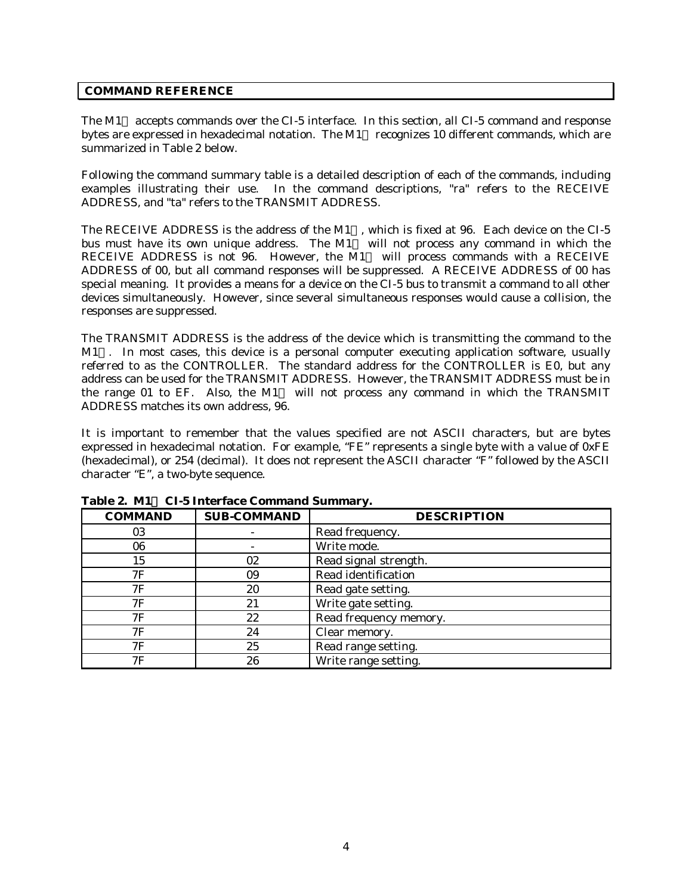## COMMAND REFERENCE

The M1 accepts commands over the CI-5 interface. In this section, all CI-5 command and response bytes are expressed in hexadecimal notation. The M1 recognizes 10 different commands, which are summarized in Table 2 below.

Following the command summary table is a detailed description of each of the commands, including examples illustrating their use. In the command descriptions, "ra" refers to the RECEIVE ADDRESS, and "ta" refers to the TRANSMIT ADDRESS.

The RECEIVE ADDRESS is the address of the M1, which is fixed at 96. Each device on the CI-5 bus must have its own unique address. The M1 will not process any command in which the RECEIVE ADDRESS is not 96. However, the M1 will process commands with a RECEIVE ADDRESS of 00, but all command responses will be suppressed. A RECEIVE ADDRESS of 00 has special meaning. It provides a means for a device on the CI-5 bus to transmit a command to all other devices simultaneously. However, since several simultaneous responses would cause a collision, the responses are suppressed.

The TRANSMIT ADDRESS is the address of the device which is transmitting the command to the M1. In most cases, this device is a personal computer executing application software, usually referred to as the CONTROLLER. The standard address for the CONTROLLER is E0, but any address can be used for the TRANSMIT ADDRESS. However, the TRANSMIT ADDRESS must be in the range 01 to EF. Also, the M1 will not process any command in which the TRANSMIT ADDRESS matches its own address, 96.

It is important to remember that the values specified are not ASCII characters, but are bytes expressed in hexadecimal notation. For example, "FE" represents a single byte with a value of 0xFE (hexadecimal), or 254 (decimal). It does not represent the ASCII character "F" followed by the ASCII character "E", a two-byte sequence.

**Table 2. M1 CI-5 Interface Command Summary.**

| COMMAND | SUB-COMMAND | DESCRIPTION |
|---|---|---|
| 03 | - | Read frequency. |
| 06 | - | Write mode. |
| 15 | 02 | Read signal strength. |
| 7F | 09 | Read identification |
| 7F | 20 | Read gate setting. |
| 7F | 21 | Write gate setting. |
| 7F | 22 | Read frequency memory. |
| 7F | 24 | Clear memory. |
| 7F | 25 | Read range setting. |
| 7F | 26 | Write range setting. |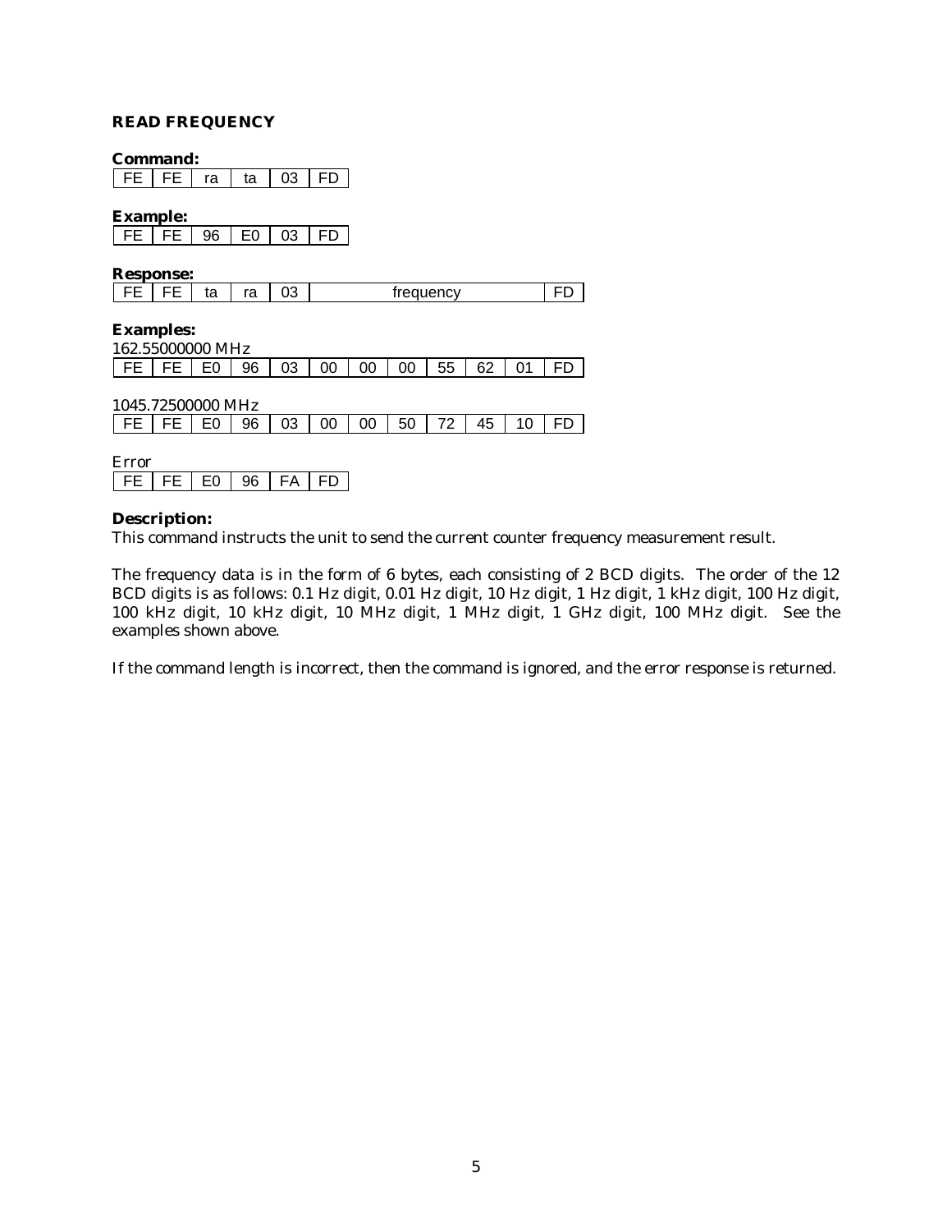## READ FREQUENCY

**Command:**

| FE | FE | ra | ta | 03 | FD |
|---|---|---|---|---|---|

**Example:**

| FE | FE | 96 | E0 | 03 | FD |
|---|---|---|---|---|---|

**Response:**

| FE | FE | ta | ra | 03 | frequency | FD |
|---|---|---|---|---|---|---|

**Examples:**

162.55000000 MHz

| FE | FE | E0 | 96 | 03 | 00 | 00 | 00 | 55 | 62 | 01 | FD |
|---|---|---|---|---|---|---|---|---|---|---|---|

1045.72500000 MHz

| FE | FE | E0 | 96 | 03 | 00 | 00 | 50 | 72 | 45 | 10 | FD |
|---|---|---|---|---|---|---|---|---|---|---|---|

Error

| FE | FE | E0 | 96 | FA | FD |
|---|---|---|---|---|---|

**Description:**

This command instructs the unit to send the current counter frequency measurement result.

The frequency data is in the form of 6 bytes, each consisting of 2 BCD digits. The order of the 12 BCD digits is as follows: 0.1 Hz digit, 0.01 Hz digit, 10 Hz digit, 1 Hz digit, 1 kHz digit, 100 Hz digit, 100 kHz digit, 10 kHz digit, 10 MHz digit, 1 MHz digit, 1 GHz digit, 100 MHz digit. See the examples shown above.

If the command length is incorrect, then the command is ignored, and the error response is returned.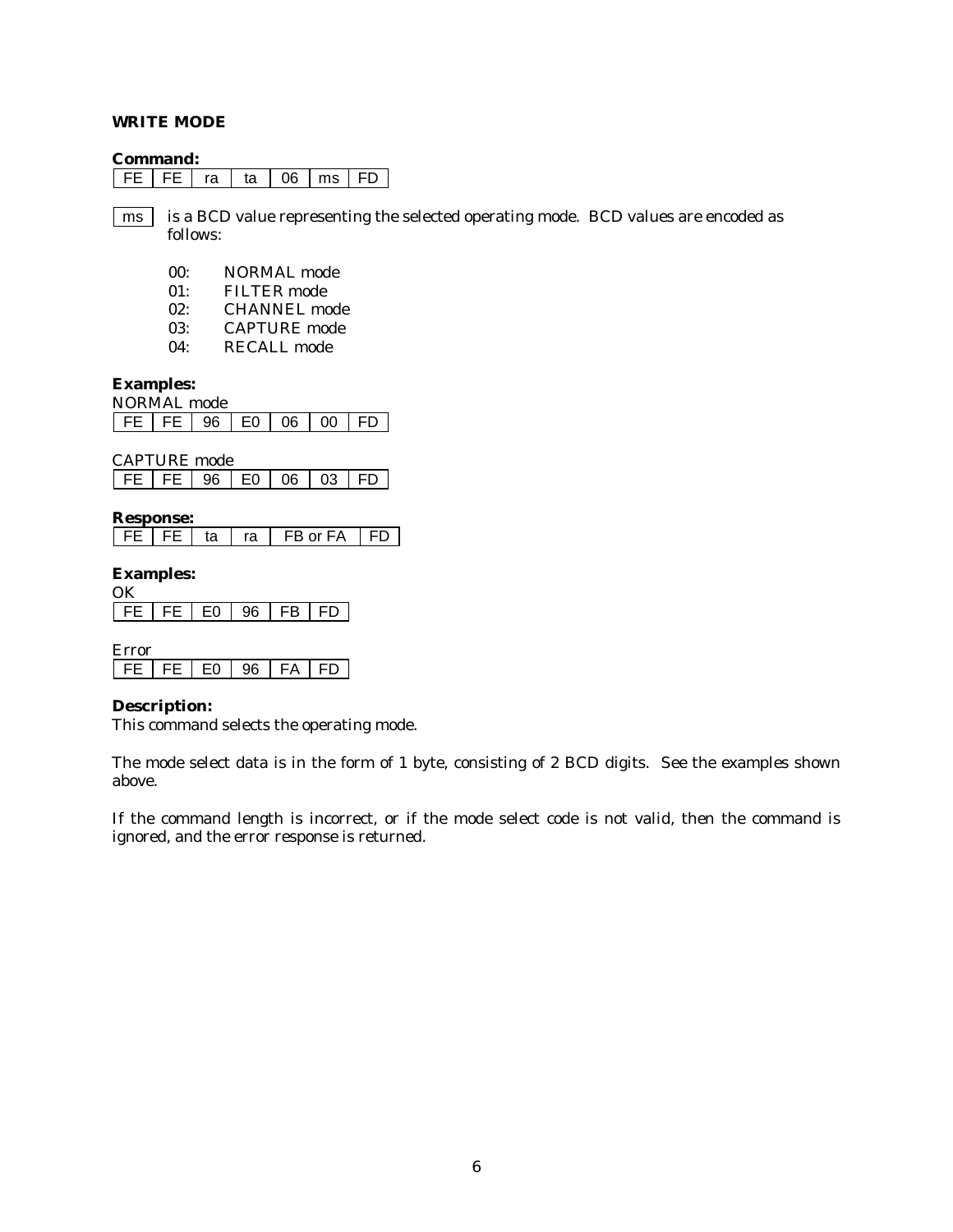### WRITE MODE

**Command:**

| FE | FE | ra | ta | 06 | ms | FD |
|---|---|---|---|---|---|---|

ms is a BCD value representing the selected operating mode. BCD values are encoded as follows:

- 00: NORMAL mode
- 01: FILTER mode
- 02: CHANNEL mode
- 03: CAPTURE mode
- 04: RECALL mode

**Examples:**

NORMAL mode

| FE | FE | 96 | E0 | 06 | 00 | FD |
|---|---|---|---|---|---|---|

CAPTURE mode

| FE | FE | 96 | E0 | 06 | 03 | FD |
|---|---|---|---|---|---|---|

**Response:**

| FE | FE | ta | ra | FB or FA | FD |
|---|---|---|---|---|---|

**Examples:**

OK

| FE | FE | E0 | 96 | FB | FD |
|---|---|---|---|---|---|

Error

| FE | FE | E0 | 96 | FA | FD |
|---|---|---|---|---|---|

**Description:**

This command selects the operating mode.

The mode select data is in the form of 1 byte, consisting of 2 BCD digits. See the examples shown above.

If the command length is incorrect, or if the mode select code is not valid, then the command is ignored, and the error response is returned.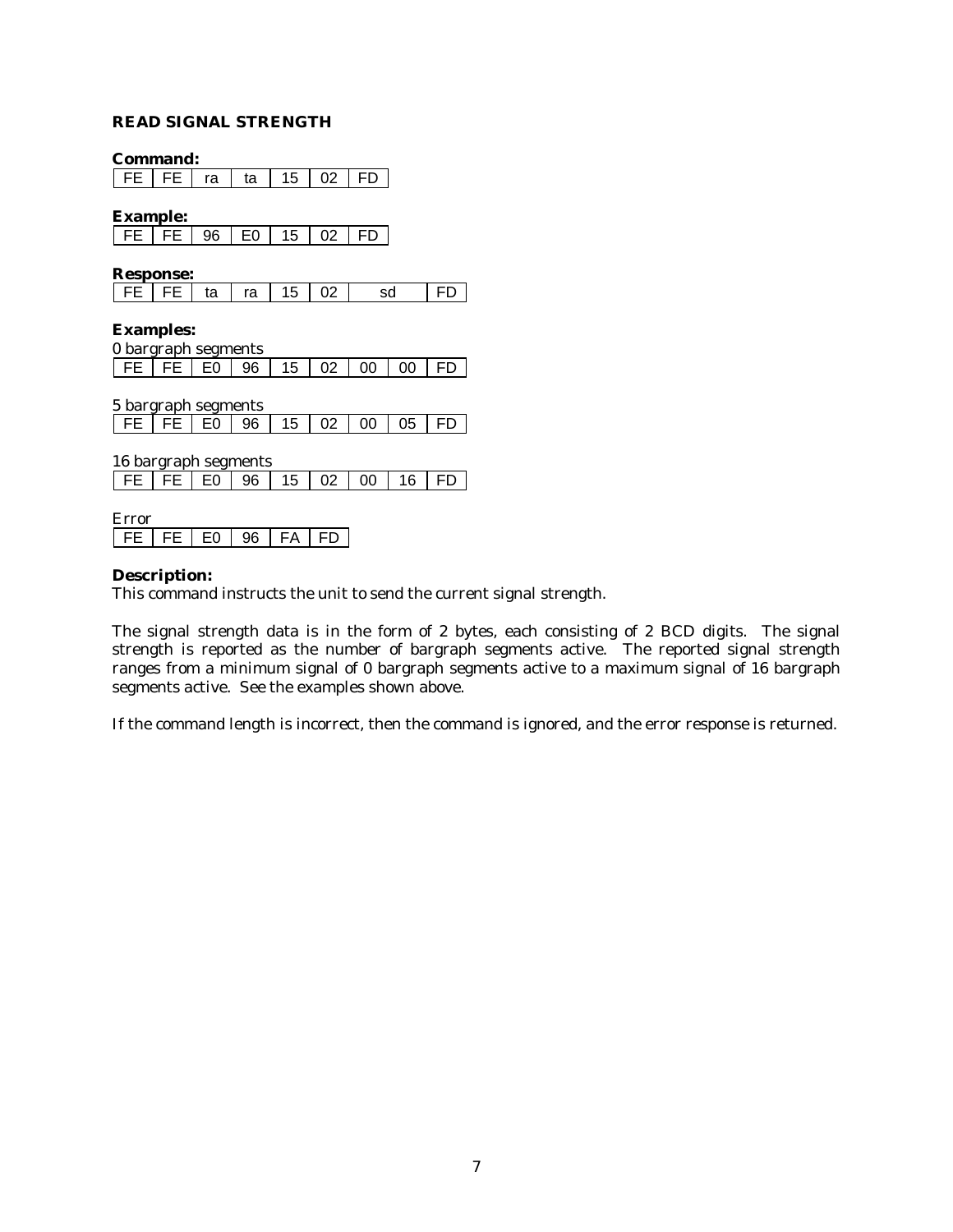### READ SIGNAL STRENGTH

**Command:**

| FE | FE | ra | ta | 15 | 02 | FD |
|---|---|---|---|---|---|---|

**Example:**

| FE | FE | 96 | E0 | 15 | 02 | FD |
|---|---|---|---|---|---|---|

**Response:**

| FE | FE | ta | ra | 15 | 02 | sd | FD |
|---|---|---|---|---|---|---|---|

**Examples:**

0 bargraph segments

| FE | FE | E0 | 96 | 15 | 02 | 00 | 00 | FD |
|---|---|---|---|---|---|---|---|---|

5 bargraph segments

| FE | FE | E0 | 96 | 15 | 02 | 00 | 05 | FD |
|---|---|---|---|---|---|---|---|---|

16 bargraph segments

| FE | FE | E0 | 96 | 15 | 02 | 00 | 16 | FD |
|---|---|---|---|---|---|---|---|---|

Error

| FE | FE | E0 | 96 | FA | FD |
|---|---|---|---|---|---|

**Description:**

This command instructs the unit to send the current signal strength.

The signal strength data is in the form of 2 bytes, each consisting of 2 BCD digits. The signal strength is reported as the number of bargraph segments active. The reported signal strength ranges from a minimum signal of 0 bargraph segments active to a maximum signal of 16 bargraph segments active. See the examples shown above.

If the command length is incorrect, then the command is ignored, and the error response is returned.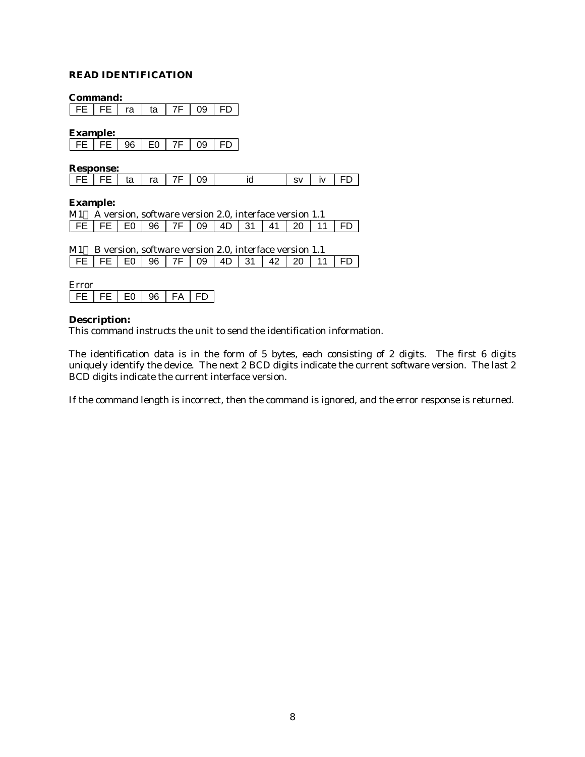### READ IDENTIFICATION

**Command:**

| FE | FE | ra | ta | 7F | 09 | FD |
|---|---|---|---|---|---|---|

**Example:**

| FE | FE | 96 | E0 | 7F | 09 | FD |
|---|---|---|---|---|---|---|

**Response:**

| FE | FE | ta | ra | 7F | 09 | id | sv | iv | FD |
|---|---|---|---|---|---|---|---|---|---|

**Example:**

M1 A version, software version 2.0, interface version 1.1

| FE | FE | E0 | 96 | 7F | 09 | 4D | 31 | 41 | 20 | 11 | FD |
|---|---|---|---|---|---|---|---|---|---|---|---|

M1 B version, software version 2.0, interface version 1.1

| FE | FE | E0 | 96 | 7F | 09 | 4D | 31 | 42 | 20 | 11 | FD |
|---|---|---|---|---|---|---|---|---|---|---|---|

Error

| FE | FE | E0 | 96 | FA | FD |
|---|---|---|---|---|---|

**Description:**

This command instructs the unit to send the identification information.

The identification data is in the form of 5 bytes, each consisting of 2 digits. The first 6 digits uniquely identify the device. The next 2 BCD digits indicate the current software version. The last 2 BCD digits indicate the current interface version.

If the command length is incorrect, then the command is ignored, and the error response is returned.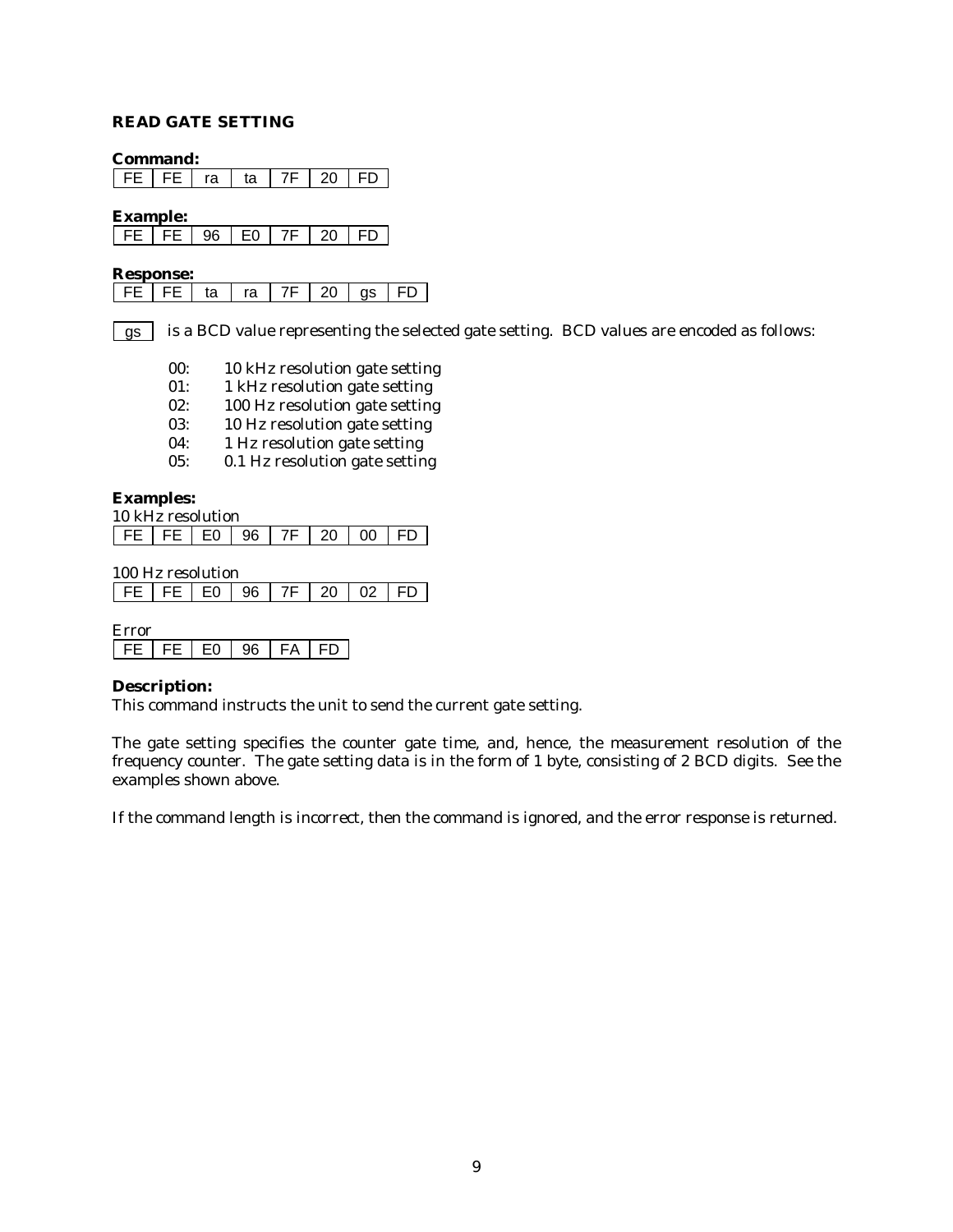## READ GATE SETTING

**Command:**

| FE | FE | ra | ta | 7F | 20 | FD |
|---|---|---|---|---|---|---|

**Example:**

| FE | FE | 96 | E0 | 7F | 20 | FD |
|---|---|---|---|---|---|---|

**Response:**

| FE | FE | ta | ra | 7F | 20 | gs | FD |
|---|---|---|---|---|---|---|---|

gs is a BCD value representing the selected gate setting. BCD values are encoded as follows:

- 00: 10 kHz resolution gate setting
- 01: 1 kHz resolution gate setting
- 02: 100 Hz resolution gate setting
- 03: 10 Hz resolution gate setting
- 04: 1 Hz resolution gate setting
- 05: 0.1 Hz resolution gate setting

**Examples:**

10 kHz resolution

| FE | FE | E0 | 96 | 7F | 20 | 00 | FD |
|---|---|---|---|---|---|---|---|

100 Hz resolution

| FE | FE | E0 | 96 | 7F | 20 | 02 | FD |
|---|---|---|---|---|---|---|---|

Error

| FE | FE | E0 | 96 | FA | FD |
|---|---|---|---|---|---|

**Description:**

This command instructs the unit to send the current gate setting.

The gate setting specifies the counter gate time, and, hence, the measurement resolution of the frequency counter. The gate setting data is in the form of 1 byte, consisting of 2 BCD digits. See the examples shown above.

If the command length is incorrect, then the command is ignored, and the error response is returned.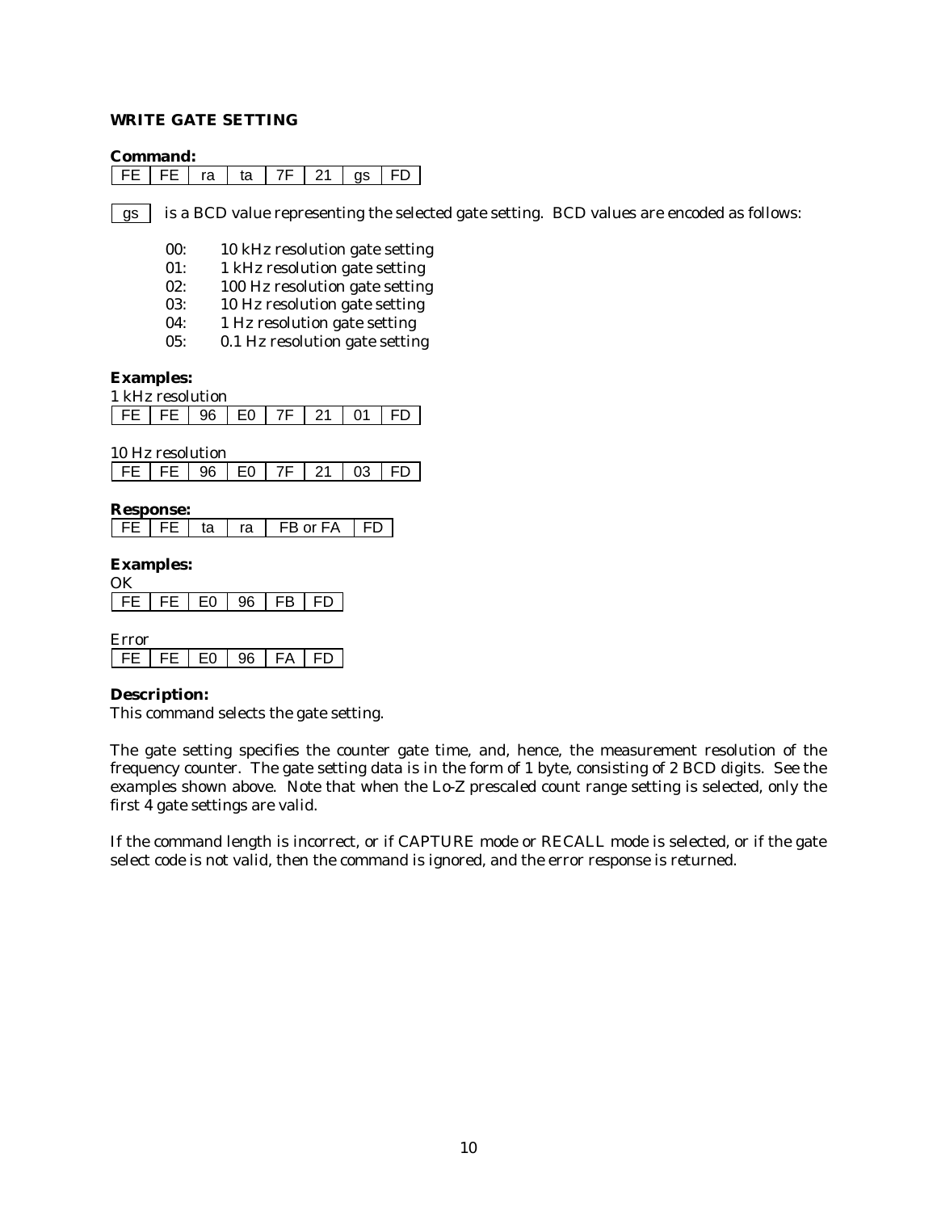### WRITE GATE SETTING

**Command:**

| FE | FE | ra | ta | 7F | 21 | gs | FD |
|---|---|---|---|---|---|---|---|

gs is a BCD value representing the selected gate setting. BCD values are encoded as follows:

- 00: 10 kHz resolution gate setting
- 01: 1 kHz resolution gate setting
- 02: 100 Hz resolution gate setting
- 03: 10 Hz resolution gate setting
- 04: 1 Hz resolution gate setting
- 05: 0.1 Hz resolution gate setting

**Examples:**

1 kHz resolution

| FE | FE | 96 | E0 | 7F | 21 | 01 | FD |
|---|---|---|---|---|---|---|---|

10 Hz resolution

| FE | FE | 96 | E0 | 7F | 21 | 03 | FD |
|---|---|---|---|---|---|---|---|

**Response:**

| FE | FE | ta | ra | FB or FA | FD |
|---|---|---|---|---|---|

**Examples:**

OK

| FE | FE | E0 | 96 | FB | FD |
|---|---|---|---|---|---|

Error

| FE | FE | E0 | 96 | FA | FD |
|---|---|---|---|---|---|

**Description:**

This command selects the gate setting.

The gate setting specifies the counter gate time, and, hence, the measurement resolution of the frequency counter. The gate setting data is in the form of 1 byte, consisting of 2 BCD digits. See the examples shown above. Note that when the Lo-Z prescaled count range setting is selected, only the first 4 gate settings are valid.

If the command length is incorrect, or if CAPTURE mode or RECALL mode is selected, or if the gate select code is not valid, then the command is ignored, and the error response is returned.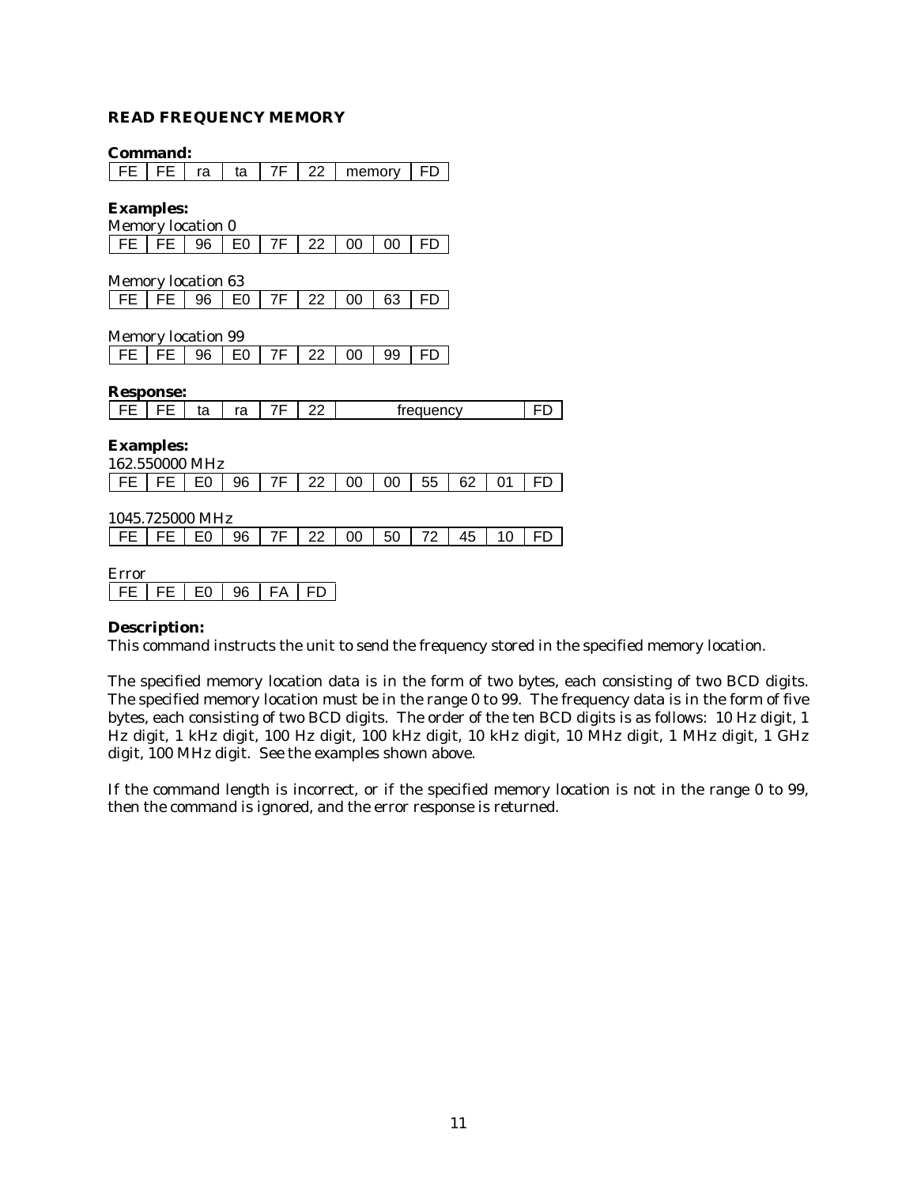### READ FREQUENCY MEMORY

**Command:**

| FE | FE | ra | ta | 7F | 22 | memory | | FD |
|---|---|---|---|---|---|---|---|---|

**Examples:**

Memory location 0

| FE | FE | 96 | E0 | 7F | 22 | 00 | 00 | FD |
|---|---|---|---|---|---|---|---|---|

Memory location 63

| FE | FE | 96 | E0 | 7F | 22 | 00 | 63 | FD |
|---|---|---|---|---|---|---|---|---|

Memory location 99

| FE | FE | 96 | E0 | 7F | 22 | 00 | 99 | FD |
|---|---|---|---|---|---|---|---|---|

**Response:**

| FE | FE | ta | ra | 7F | 22 | frequency | | | | | FD |
|---|---|---|---|---|---|---|---|---|---|---|---|

**Examples:**

162.550000 MHz

| FE | FE | E0 | 96 | 7F | 22 | 00 | 00 | 55 | 62 | 01 | FD |
|---|---|---|---|---|---|---|---|---|---|---|---|

1045.725000 MHz

| FE | FE | E0 | 96 | 7F | 22 | 00 | 50 | 72 | 45 | 10 | FD |
|---|---|---|---|---|---|---|---|---|---|---|---|

Error

| FE | FE | E0 | 96 | FA | FD |
|---|---|---|---|---|---|

**Description:**

This command instructs the unit to send the frequency stored in the specified memory location.

The specified memory location data is in the form of two bytes, each consisting of two BCD digits. The specified memory location must be in the range 0 to 99. The frequency data is in the form of five bytes, each consisting of two BCD digits. The order of the ten BCD digits is as follows: 10 Hz digit, 1 Hz digit, 1 kHz digit, 100 Hz digit, 100 kHz digit, 10 kHz digit, 10 MHz digit, 1 MHz digit, 1 GHz digit, 100 MHz digit. See the examples shown above.

If the command length is incorrect, or if the specified memory location is not in the range 0 to 99, then the command is ignored, and the error response is returned.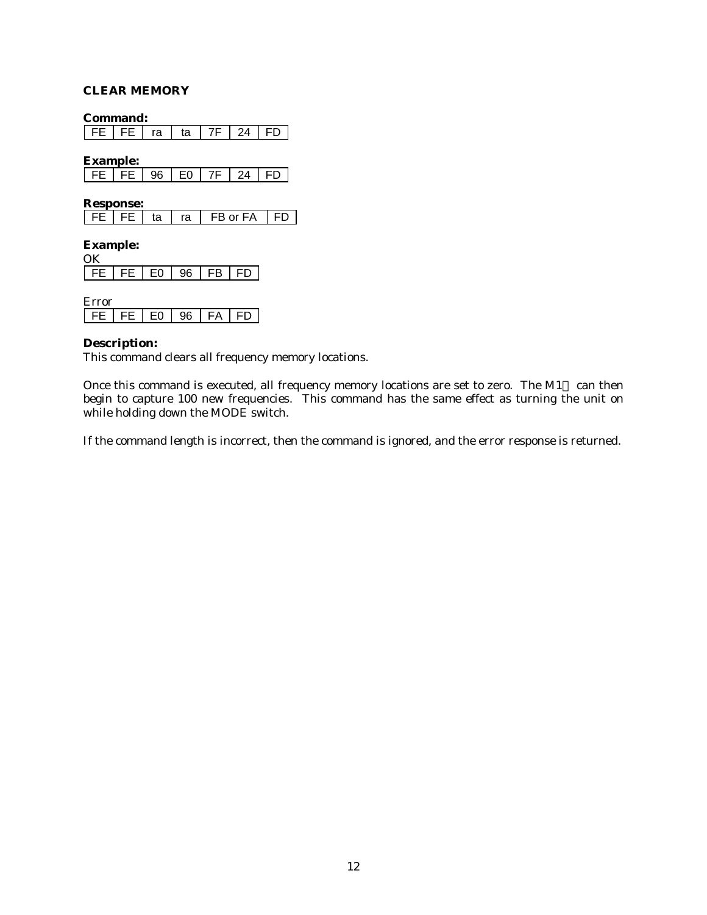## CLEAR MEMORY

**Command:**

| FE | FE | ra | ta | 7F | 24 | FD |
|---|---|---|---|---|---|---|

**Example:**

| FE | FE | 96 | E0 | 7F | 24 | FD |
|---|---|---|---|---|---|---|

**Response:**

| FE | FE | ta | ra | FB or FA | FD |
|---|---|---|---|---|---|

**Example:**

OK

| FE | FE | E0 | 96 | FB | FD |
|---|---|---|---|---|---|

Error

| FE | FE | E0 | 96 | FA | FD |
|---|---|---|---|---|---|

**Description:**

This command clears all frequency memory locations.

Once this command is executed, all frequency memory locations are set to zero. The M1 can then begin to capture 100 new frequencies. This command has the same effect as turning the unit on while holding down the MODE switch.

If the command length is incorrect, then the command is ignored, and the error response is returned.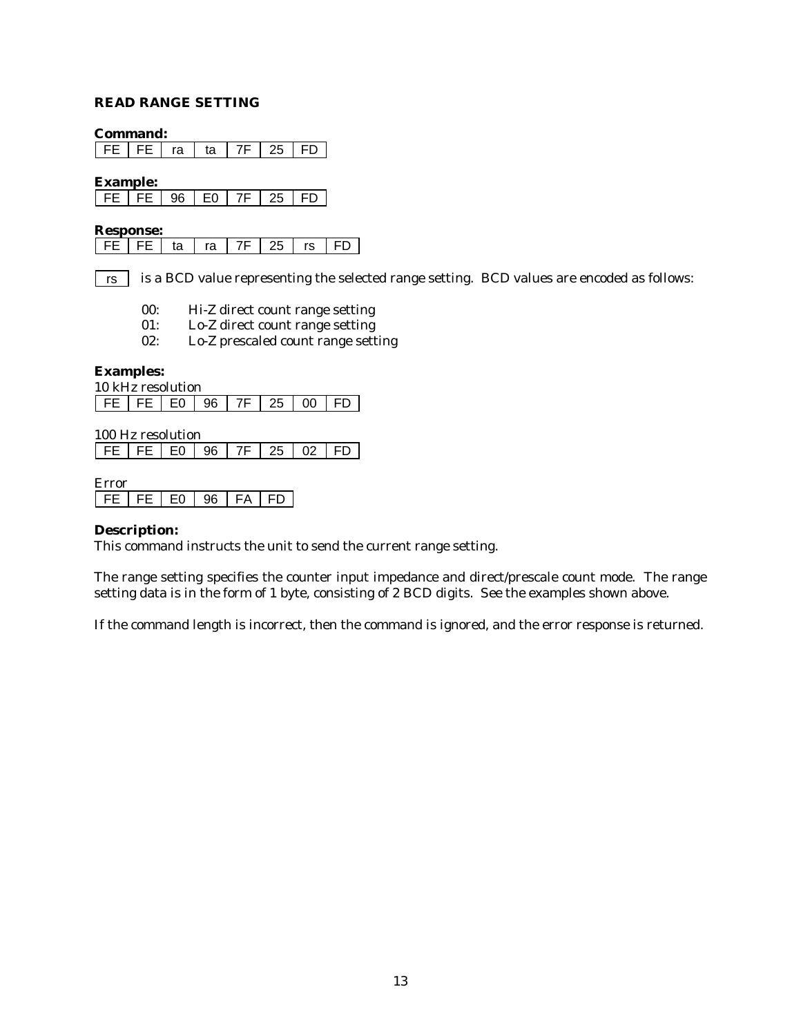### READ RANGE SETTING

**Command:**

| FE | FE | ra | ta | 7F | 25 | FD |
|---|---|---|---|---|---|---|

**Example:**

| FE | FE | 96 | E0 | 7F | 25 | FD |
|---|---|---|---|---|---|---|

**Response:**

| FE | FE | ta | ra | 7F | 25 | rs | FD |
|---|---|---|---|---|---|---|---|

rs is a BCD value representing the selected range setting. BCD values are encoded as follows:

- 00: Hi-Z direct count range setting
- 01: Lo-Z direct count range setting
- 02: Lo-Z prescaled count range setting

**Examples:**

10 kHz resolution

| FE | FE | E0 | 96 | 7F | 25 | 00 | FD |
|---|---|---|---|---|---|---|---|

100 Hz resolution

| FE | FE | E0 | 96 | 7F | 25 | 02 | FD |
|---|---|---|---|---|---|---|---|

Error

| FE | FE | E0 | 96 | FA | FD |
|---|---|---|---|---|---|

**Description:**

This command instructs the unit to send the current range setting.

The range setting specifies the counter input impedance and direct/prescale count mode. The range setting data is in the form of 1 byte, consisting of 2 BCD digits. See the examples shown above.

If the command length is incorrect, then the command is ignored, and the error response is returned.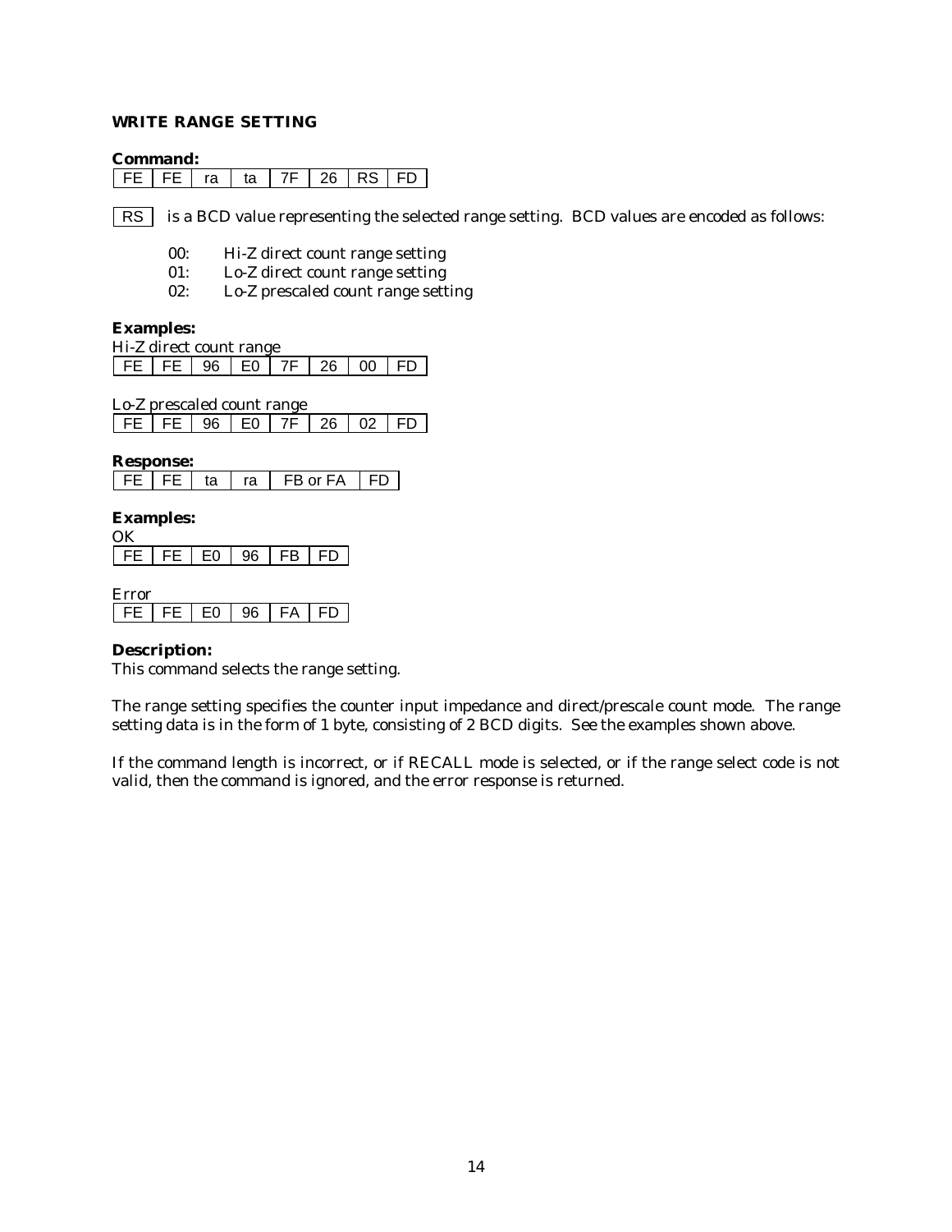### WRITE RANGE SETTING

**Command:**

| FE | FE | ra | ta | 7F | 26 | RS | FD |
|---|---|---|---|---|---|---|---|

RS is a BCD value representing the selected range setting. BCD values are encoded as follows:

- 00: Hi-Z direct count range setting
- 01: Lo-Z direct count range setting
- 02: Lo-Z prescaled count range setting

**Examples:**

Hi-Z direct count range

| FE | FE | 96 | E0 | 7F | 26 | 00 | FD |
|---|---|---|---|---|---|---|---|

Lo-Z prescaled count range

| FE | FE | 96 | E0 | 7F | 26 | 02 | FD |
|---|---|---|---|---|---|---|---|

**Response:**

| FE | FE | ta | ra | FB or FA | FD |
|---|---|---|---|---|---|

**Examples:**

OK

| FE | FE | E0 | 96 | FB | FD |
|---|---|---|---|---|---|

Error

| FE | FE | E0 | 96 | FA | FD |
|---|---|---|---|---|---|

**Description:**

This command selects the range setting.

The range setting specifies the counter input impedance and direct/prescale count mode. The range setting data is in the form of 1 byte, consisting of 2 BCD digits. See the examples shown above.

If the command length is incorrect, or if RECALL mode is selected, or if the range select code is not valid, then the command is ignored, and the error response is returned.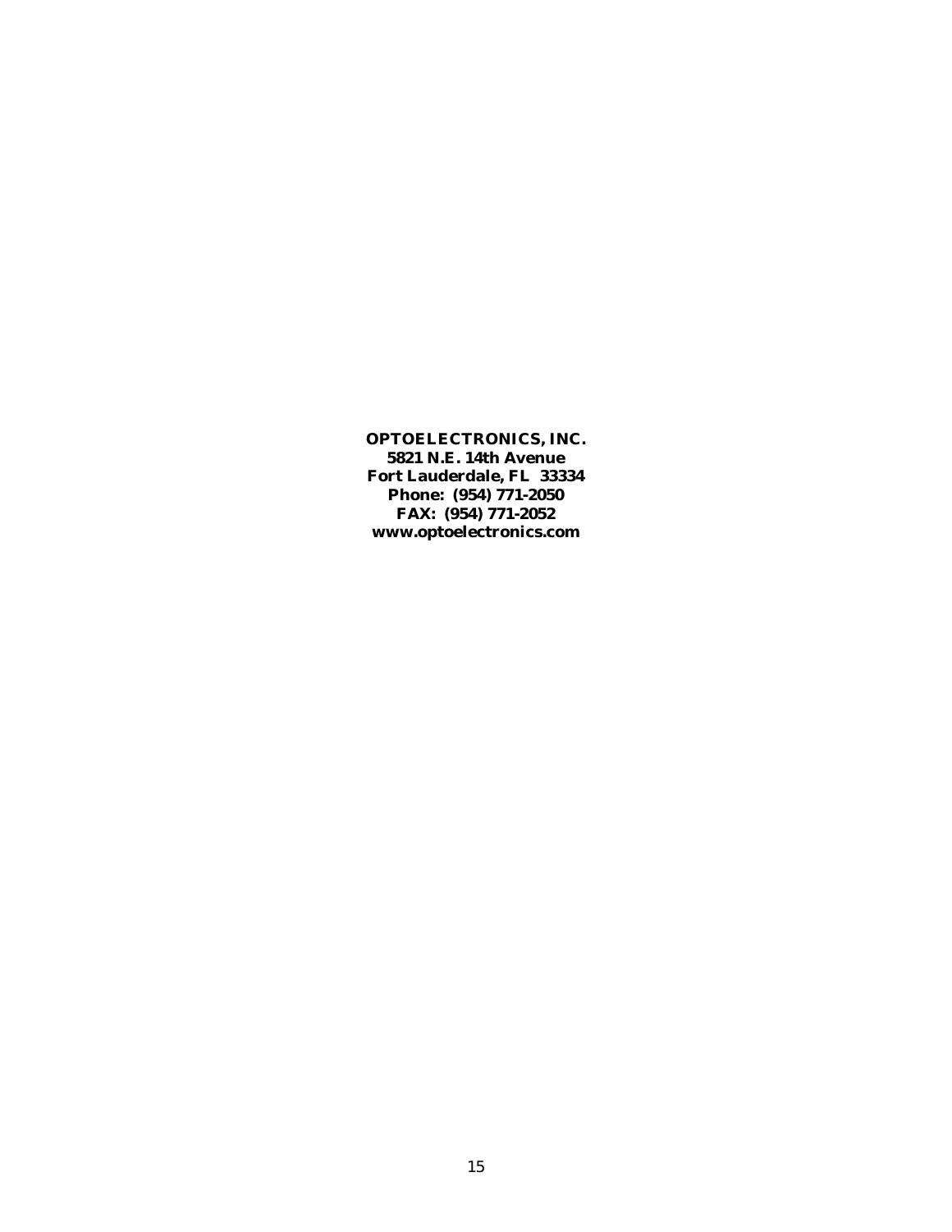**OPTOELECTRONICS, INC.**
**5821 N.E. 14th Avenue**
**Fort Lauderdale, FL 33334**
**Phone: (954) 771-2050**
**FAX: (954) 771-2052**
**www.optoelectronics.com**